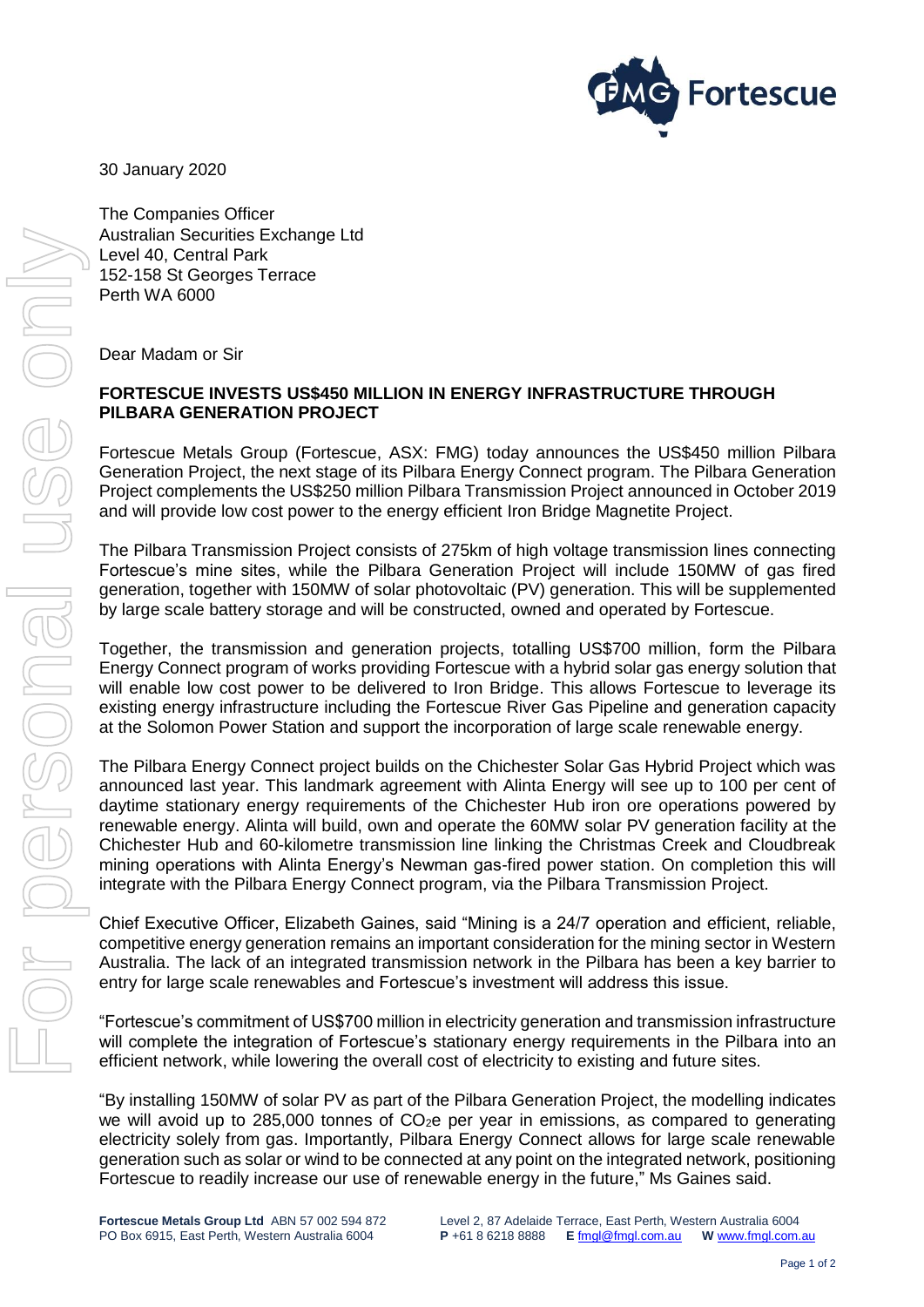30 January 2020

The Companies Officer
Australian Securities Exchange Ltd
Level 40, Central Park
152-158 St Georges Terrace
Perth WA 6000

Dear Madam or Sir

**FORTESCUE INVESTS US$450 MILLION IN ENERGY INFRASTRUCTURE THROUGH PILBARA GENERATION PROJECT**

Fortescue Metals Group (Fortescue, ASX: FMG) today announces the US$450 million Pilbara Generation Project, the next stage of its Pilbara Energy Connect program. The Pilbara Generation Project complements the US$250 million Pilbara Transmission Project announced in October 2019 and will provide low cost power to the energy efficient Iron Bridge Magnetite Project.

The Pilbara Transmission Project consists of 275km of high voltage transmission lines connecting Fortescue's mine sites, while the Pilbara Generation Project will include 150MW of gas fired generation, together with 150MW of solar photovoltaic (PV) generation. This will be supplemented by large scale battery storage and will be constructed, owned and operated by Fortescue.

Together, the transmission and generation projects, totalling US$700 million, form the Pilbara Energy Connect program of works providing Fortescue with a hybrid solar gas energy solution that will enable low cost power to be delivered to Iron Bridge. This allows Fortescue to leverage its existing energy infrastructure including the Fortescue River Gas Pipeline and generation capacity at the Solomon Power Station and support the incorporation of large scale renewable energy.

The Pilbara Energy Connect project builds on the Chichester Solar Gas Hybrid Project which was announced last year. This landmark agreement with Alinta Energy will see up to 100 per cent of daytime stationary energy requirements of the Chichester Hub iron ore operations powered by renewable energy. Alinta will build, own and operate the 60MW solar PV generation facility at the Chichester Hub and 60-kilometre transmission line linking the Christmas Creek and Cloudbreak mining operations with Alinta Energy's Newman gas-fired power station. On completion this will integrate with the Pilbara Energy Connect program, via the Pilbara Transmission Project.

Chief Executive Officer, Elizabeth Gaines, said "Mining is a 24/7 operation and efficient, reliable, competitive energy generation remains an important consideration for the mining sector in Western Australia. The lack of an integrated transmission network in the Pilbara has been a key barrier to entry for large scale renewables and Fortescue's investment will address this issue.

"Fortescue's commitment of US$700 million in electricity generation and transmission infrastructure will complete the integration of Fortescue's stationary energy requirements in the Pilbara into an efficient network, while lowering the overall cost of electricity to existing and future sites.

"By installing 150MW of solar PV as part of the Pilbara Generation Project, the modelling indicates we will avoid up to 285,000 tonnes of $CO_2e$ per year in emissions, as compared to generating electricity solely from gas. Importantly, Pilbara Energy Connect allows for large scale renewable generation such as solar or wind to be connected at any point on the integrated network, positioning Fortescue to readily increase our use of renewable energy in the future," Ms Gaines said.

**Fortescue Metals Group Ltd** ABN 57 002 594 872
PO Box 6915, East Perth, Western Australia 6004

Level 2, 87 Adelaide Terrace, East Perth, Western Australia 6004
**P** +61 8 6218 8888 **E** fmgl@fmgl.com.au **W** www.fmgl.com.au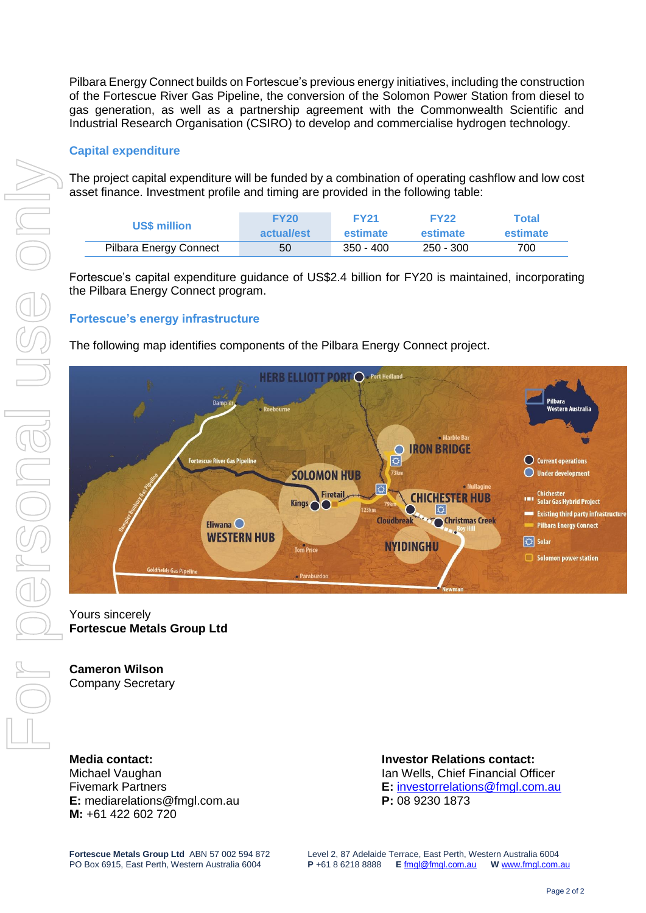Pilbara Energy Connect builds on Fortescue's previous energy initiatives, including the construction of the Fortescue River Gas Pipeline, the conversion of the Solomon Power Station from diesel to gas generation, as well as a partnership agreement with the Commonwealth Scientific and Industrial Research Organisation (CSIRO) to develop and commercialise hydrogen technology.

### Capital expenditure

The project capital expenditure will be funded by a combination of operating cashflow and low cost asset finance. Investment profile and timing are provided in the following table:

| US$ million | FY20 actual/est | FY21 estimate | FY22 estimate | Total estimate |
|---|---|---|---|---|
| Pilbara Energy Connect | 50 | 350 - 400 | 250 - 300 | 700 |

Fortescue's capital expenditure guidance of US$2.4 billion for FY20 is maintained, incorporating the Pilbara Energy Connect program.

### Fortescue's energy infrastructure

The following map identifies components of the Pilbara Energy Connect project.

HERB ELLIOTT PORT
Port Hedland
Dampier
Roebourne
Marble Bar
IRON BRIDGE
Fortescue River Gas Pipeline
Dampier Bunbury Gas Pipeline
SOLOMON HUB
Firetail
Kings
73km
79km
123km
Nullagine
CHICHESTER HUB
Cloudbreak
Christmas Creek
Roy Hill
Eliwana
WESTERN HUB
NYIDINGHU
Tom Price
Paraburdoo
Goldfields Gas Pipeline
Newman
Pilbara Western Australia
Current operations
Under development
Chichester Solar Gas Hybrid Project
Existing third party infrastructure
Pilbara Energy Connect
Solar
Solomon power station

Yours sincerely
**Fortescue Metals Group Ltd**

**Cameron Wilson**
Company Secretary

**Media contact:**
Michael Vaughan
Fivemark Partners
**E:** mediarelations@fmgl.com.au
**M:** +61 422 602 720

**Investor Relations contact:**
Ian Wells, Chief Financial Officer
**E:** investorrelations@fmgl.com.au
**P:** 08 9230 1873